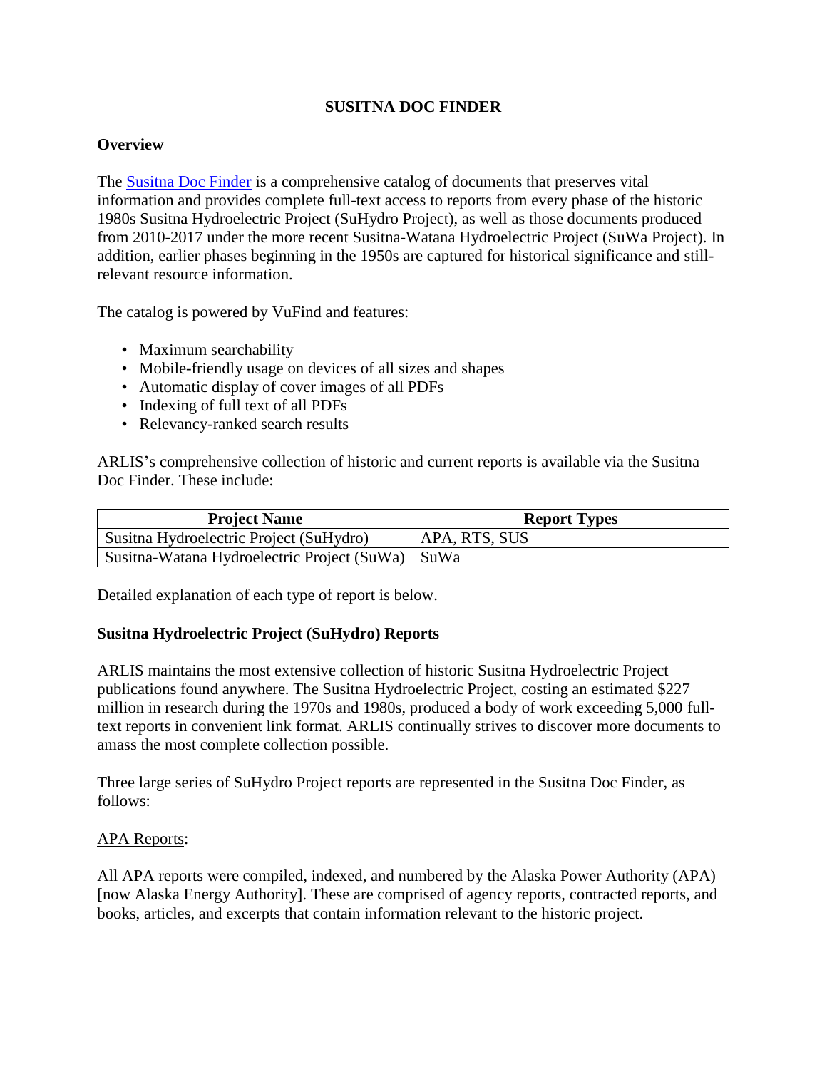# SUSITNA DOC FINDER

## Overview

The [Susitna Doc Finder] is a comprehensive catalog of documents that preserves vital information and provides complete full-text access to reports from every phase of the historic 1980s Susitna Hydroelectric Project (SuHydro Project), as well as those documents produced from 2010-2017 under the more recent Susitna-Watana Hydroelectric Project (SuWa Project). In addition, earlier phases beginning in the 1950s are captured for historical significance and still-relevant resource information.

The catalog is powered by VuFind and features:

- Maximum searchability
- Mobile-friendly usage on devices of all sizes and shapes
- Automatic display of cover images of all PDFs
- Indexing of full text of all PDFs
- Relevancy-ranked search results

ARLIS's comprehensive collection of historic and current reports is available via the Susitna Doc Finder. These include:

| Project Name | Report Types |
|---|---|
| Susitna Hydroelectric Project (SuHydro) | APA, RTS, SUS |
| Susitna-Watana Hydroelectric Project (SuWa) | SuWa |

Detailed explanation of each type of report is below.

## Susitna Hydroelectric Project (SuHydro) Reports

ARLIS maintains the most extensive collection of historic Susitna Hydroelectric Project publications found anywhere. The Susitna Hydroelectric Project, costing an estimated $227 million in research during the 1970s and 1980s, produced a body of work exceeding 5,000 full-text reports in convenient link format. ARLIS continually strives to discover more documents to amass the most complete collection possible.

Three large series of SuHydro Project reports are represented in the Susitna Doc Finder, as follows:

APA Reports:

All APA reports were compiled, indexed, and numbered by the Alaska Power Authority (APA) [now Alaska Energy Authority]. These are comprised of agency reports, contracted reports, and books, articles, and excerpts that contain information relevant to the historic project.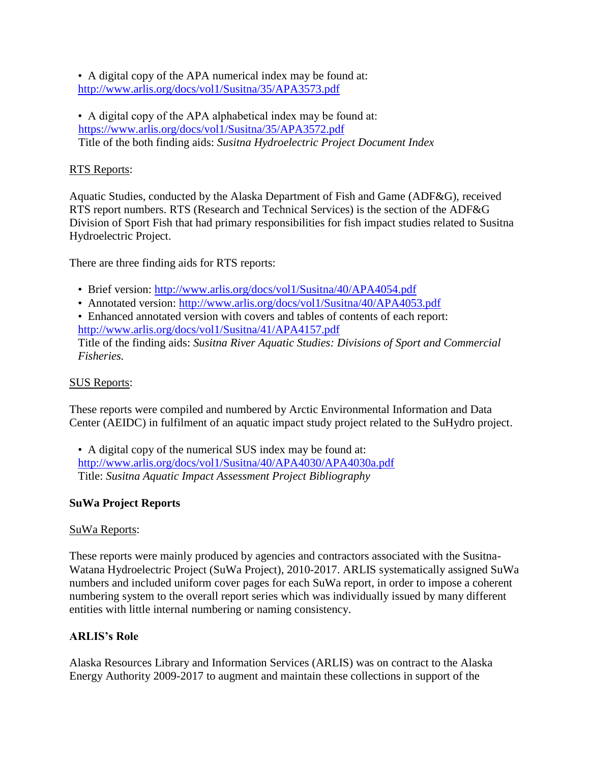- A digital copy of the APA numerical index may be found at: [http://www.arlis.org/docs/vol1/Susitna/35/APA3573.pdf](http://www.arlis.org/docs/vol1/Susitna/35/APA3573.pdf)

- A digital copy of the APA alphabetical index may be found at: [https://www.arlis.org/docs/vol1/Susitna/35/APA3572.pdf](https://www.arlis.org/docs/vol1/Susitna/35/APA3572.pdf)
  Title of the both finding aids: *Susitna Hydroelectric Project Document Index*

<u>RTS Reports</u>:

Aquatic Studies, conducted by the Alaska Department of Fish and Game (ADF&G), received RTS report numbers. RTS (Research and Technical Services) is the section of the ADF&G Division of Sport Fish that had primary responsibilities for fish impact studies related to Susitna Hydroelectric Project.

There are three finding aids for RTS reports:

- Brief version: [http://www.arlis.org/docs/vol1/Susitna/40/APA4054.pdf](http://www.arlis.org/docs/vol1/Susitna/40/APA4054.pdf)
- Annotated version: [http://www.arlis.org/docs/vol1/Susitna/40/APA4053.pdf](http://www.arlis.org/docs/vol1/Susitna/40/APA4053.pdf)
- Enhanced annotated version with covers and tables of contents of each report: [http://www.arlis.org/docs/vol1/Susitna/41/APA4157.pdf](http://www.arlis.org/docs/vol1/Susitna/41/APA4157.pdf)
  Title of the finding aids: *Susitna River Aquatic Studies: Divisions of Sport and Commercial Fisheries.*

<u>SUS Reports</u>:

These reports were compiled and numbered by Arctic Environmental Information and Data Center (AEIDC) in fulfilment of an aquatic impact study project related to the SuHydro project.

- A digital copy of the numerical SUS index may be found at: [http://www.arlis.org/docs/vol1/Susitna/40/APA4030/APA4030a.pdf](http://www.arlis.org/docs/vol1/Susitna/40/APA4030/APA4030a.pdf)
  Title: *Susitna Aquatic Impact Assessment Project Bibliography*

**SuWa Project Reports**

<u>SuWa Reports</u>:

These reports were mainly produced by agencies and contractors associated with the Susitna-Watana Hydroelectric Project (SuWa Project), 2010-2017. ARLIS systematically assigned SuWa numbers and included uniform cover pages for each SuWa report, in order to impose a coherent numbering system to the overall report series which was individually issued by many different entities with little internal numbering or naming consistency.

**ARLIS's Role**

Alaska Resources Library and Information Services (ARLIS) was on contract to the Alaska Energy Authority 2009-2017 to augment and maintain these collections in support of the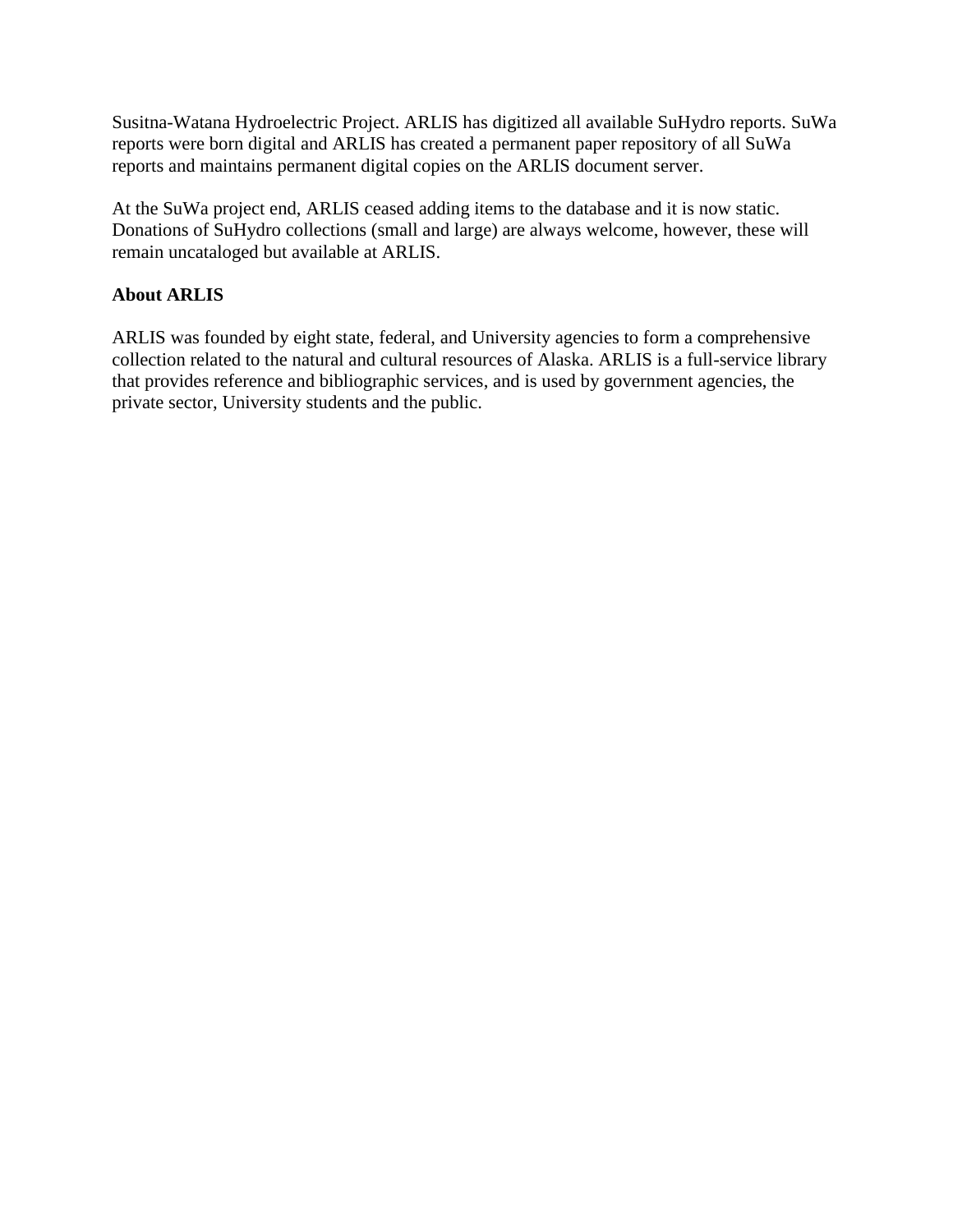Susitna-Watana Hydroelectric Project. ARLIS has digitized all available SuHydro reports. SuWa reports were born digital and ARLIS has created a permanent paper repository of all SuWa reports and maintains permanent digital copies on the ARLIS document server.

At the SuWa project end, ARLIS ceased adding items to the database and it is now static. Donations of SuHydro collections (small and large) are always welcome, however, these will remain uncataloged but available at ARLIS.

**About ARLIS**

ARLIS was founded by eight state, federal, and University agencies to form a comprehensive collection related to the natural and cultural resources of Alaska. ARLIS is a full-service library that provides reference and bibliographic services, and is used by government agencies, the private sector, University students and the public.